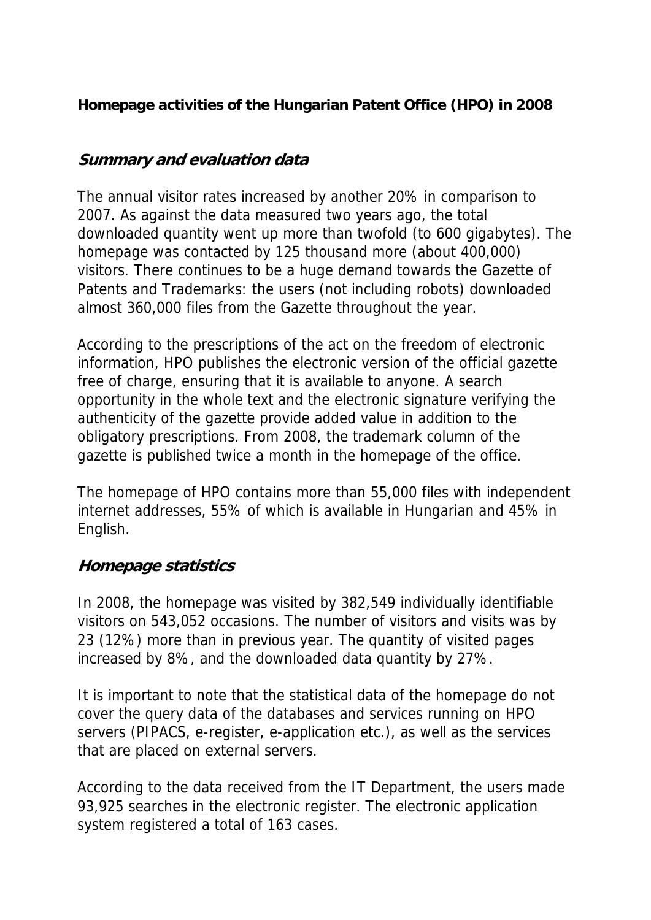**Homepage activities of the Hungarian Patent Office (HPO) in 2008**

## *Summary and evaluation data*

The annual visitor rates increased by another 20% in comparison to 2007. As against the data measured two years ago, the total downloaded quantity went up more than twofold (to 600 gigabytes). The homepage was contacted by 125 thousand more (about 400,000) visitors. There continues to be a huge demand towards the Gazette of Patents and Trademarks: the users (not including robots) downloaded almost 360,000 files from the Gazette throughout the year.

According to the prescriptions of the act on the freedom of electronic information, HPO publishes the electronic version of the official gazette free of charge, ensuring that it is available to anyone. A search opportunity in the whole text and the electronic signature verifying the authenticity of the gazette provide added value in addition to the obligatory prescriptions. From 2008, the trademark column of the gazette is published twice a month in the homepage of the office.

The homepage of HPO contains more than 55,000 files with independent internet addresses, 55% of which is available in Hungarian and 45% in English.

## *Homepage statistics*

In 2008, the homepage was visited by 382,549 individually identifiable visitors on 543,052 occasions. The number of visitors and visits was by 23 (12%) more than in previous year. The quantity of visited pages increased by 8%, and the downloaded data quantity by 27%.

It is important to note that the statistical data of the homepage do not cover the query data of the databases and services running on HPO servers (PIPACS, e-register, e-application etc.), as well as the services that are placed on external servers.

According to the data received from the IT Department, the users made 93,925 searches in the electronic register. The electronic application system registered a total of 163 cases.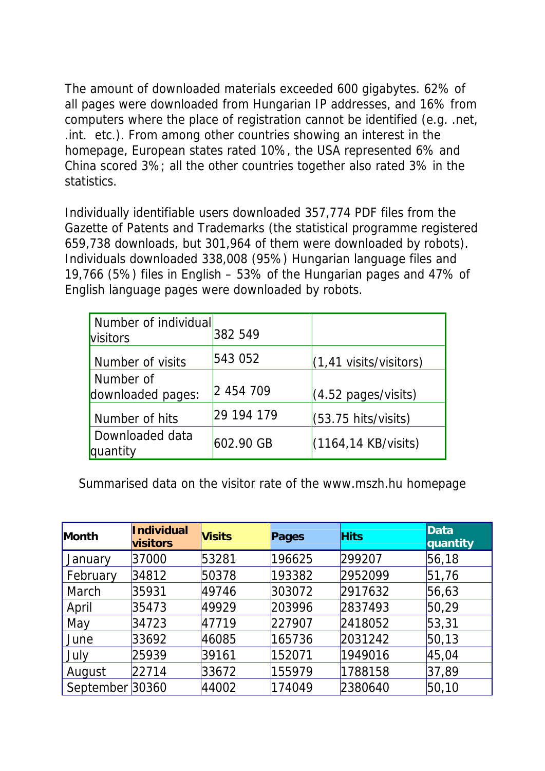The amount of downloaded materials exceeded 600 gigabytes. 62% of all pages were downloaded from Hungarian IP addresses, and 16% from computers where the place of registration cannot be identified (e.g. .net, .int. etc.). From among other countries showing an interest in the homepage, European states rated 10%, the USA represented 6% and China scored 3%; all the other countries together also rated 3% in the statistics.

Individually identifiable users downloaded 357,774 PDF files from the Gazette of Patents and Trademarks (the statistical programme registered 659,738 downloads, but 301,964 of them were downloaded by robots). Individuals downloaded 338,008 (95%) Hungarian language files and 19,766 (5%) files in English – 53% of the Hungarian pages and 47% of English language pages were downloaded by robots.

| | | |
|---|---|---|
| Number of individual visitors | 382 549 | |
| Number of visits | 543 052 | (1,41 visits/visitors) |
| Number of downloaded pages: | 2 454 709 | (4.52 pages/visits) |
| Number of hits | 29 194 179 | (53.75 hits/visits) |
| Downloaded data quantity | 602.90 GB | (1164,14 KB/visits) |

Summarised data on the visitor rate of the www.mszh.hu homepage

| Month | Individual visitors | Visits | Pages | Hits | Data quantity |
|---|---|---|---|---|---|
| January | 37000 | 53281 | 196625 | 299207 | 56,18 |
| February | 34812 | 50378 | 193382 | 2952099 | 51,76 |
| March | 35931 | 49746 | 303072 | 2917632 | 56,63 |
| April | 35473 | 49929 | 203996 | 2837493 | 50,29 |
| May | 34723 | 47719 | 227907 | 2418052 | 53,31 |
| June | 33692 | 46085 | 165736 | 2031242 | 50,13 |
| July | 25939 | 39161 | 152071 | 1949016 | 45,04 |
| August | 22714 | 33672 | 155979 | 1788158 | 37,89 |
| September | 30360 | 44002 | 174049 | 2380640 | 50,10 |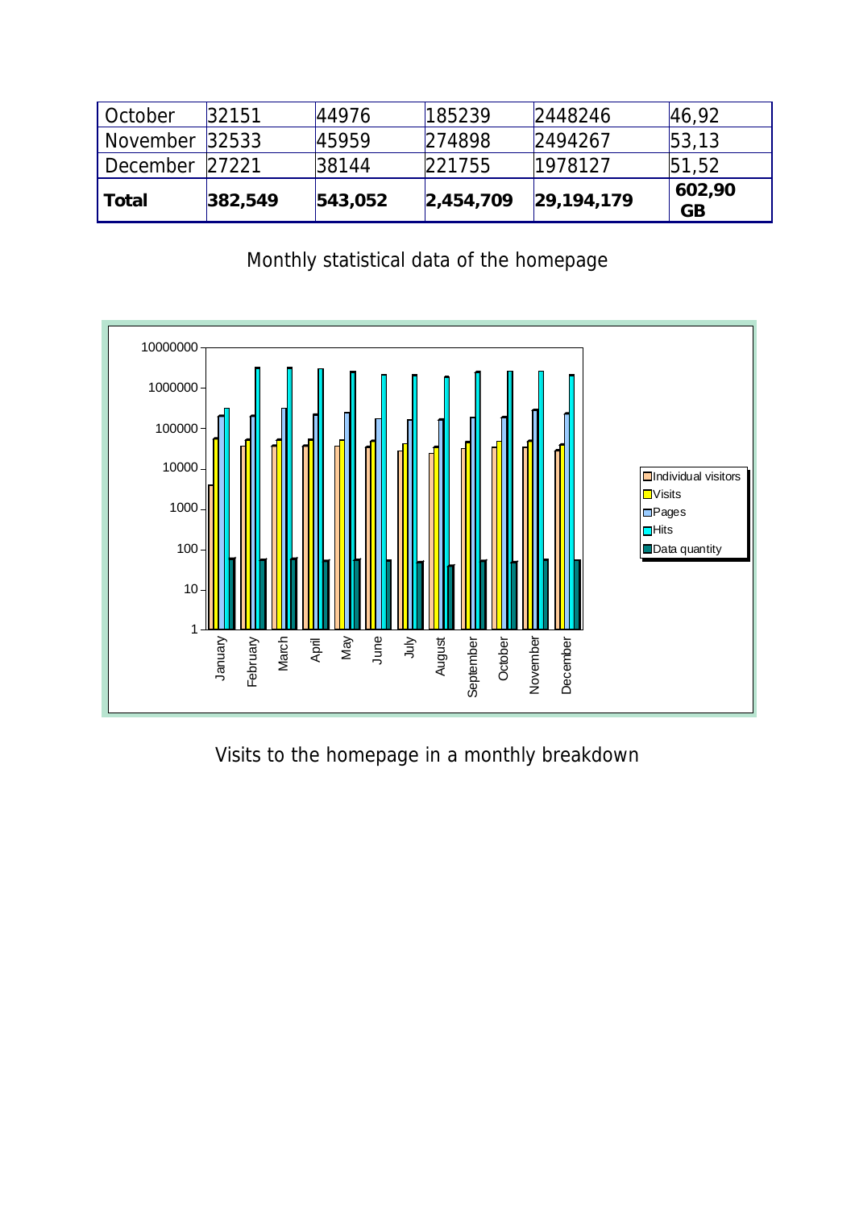| October | 32151 | 44976 | 185239 | 2448246 | 46,92 |
|---|---|---|---|---|---|
| November | 32533 | 45959 | 274898 | 2494267 | 53,13 |
| December | 27221 | 38144 | 221755 | 1978127 | 51,52 |
| **Total** | **382,549** | **543,052** | **2,454,709** | **29,194,179** | **602,90 GB** |

Monthly statistical data of the homepage

Visits to the homepage in a monthly breakdown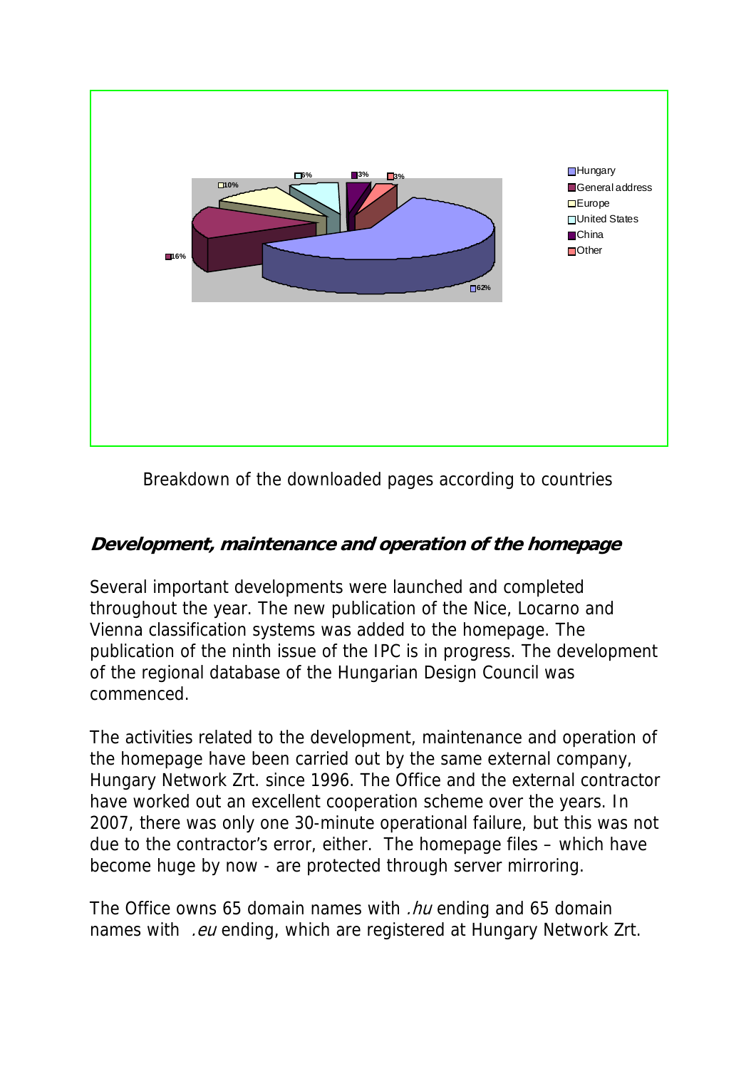Breakdown of the downloaded pages according to countries

## *Development, maintenance and operation of the homepage*

Several important developments were launched and completed throughout the year. The new publication of the Nice, Locarno and Vienna classification systems was added to the homepage. The publication of the ninth issue of the IPC is in progress. The development of the regional database of the Hungarian Design Council was commenced.

The activities related to the development, maintenance and operation of the homepage have been carried out by the same external company, Hungary Network Zrt. since 1996. The Office and the external contractor have worked out an excellent cooperation scheme over the years. In 2007, there was only one 30-minute operational failure, but this was not due to the contractor's error, either.  The homepage files – which have become huge by now - are protected through server mirroring.

The Office owns 65 domain names with *.hu* ending and 65 domain names with  *.eu* ending, which are registered at Hungary Network Zrt.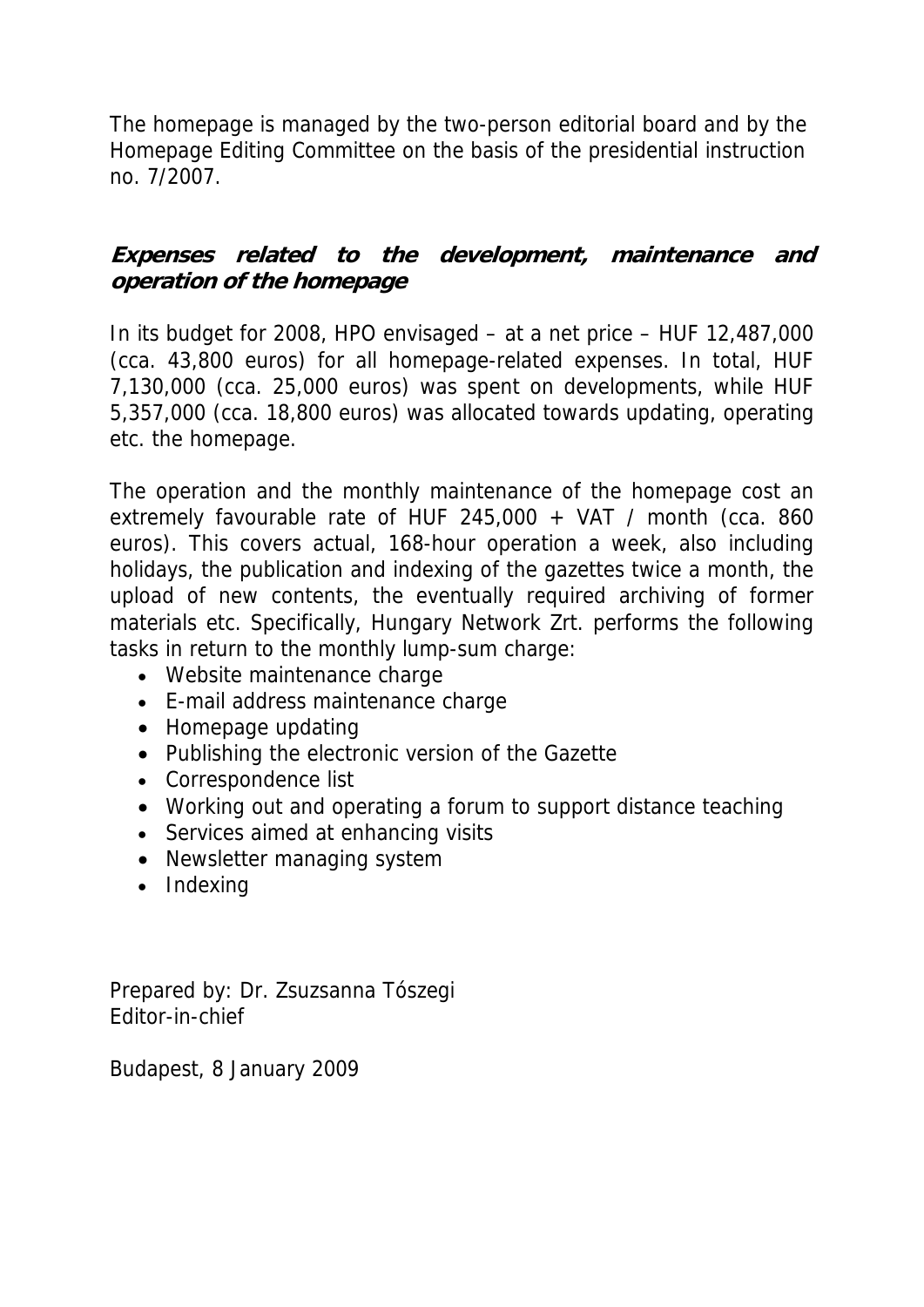The homepage is managed by the two-person editorial board and by the Homepage Editing Committee on the basis of the presidential instruction no. 7/2007.

### ***Expenses related to the development, maintenance and operation of the homepage***

In its budget for 2008, HPO envisaged – at a net price – HUF 12,487,000 (cca. 43,800 euros) for all homepage-related expenses. In total, HUF 7,130,000 (cca. 25,000 euros) was spent on developments, while HUF 5,357,000 (cca. 18,800 euros) was allocated towards updating, operating etc. the homepage.

The operation and the monthly maintenance of the homepage cost an extremely favourable rate of HUF 245,000 + VAT / month (cca. 860 euros). This covers actual, 168-hour operation a week, also including holidays, the publication and indexing of the gazettes twice a month, the upload of new contents, the eventually required archiving of former materials etc. Specifically, Hungary Network Zrt. performs the following tasks in return to the monthly lump-sum charge:

- Website maintenance charge
- E-mail address maintenance charge
- Homepage updating
- Publishing the electronic version of the Gazette
- Correspondence list
- Working out and operating a forum to support distance teaching
- Services aimed at enhancing visits
- Newsletter managing system
- Indexing

Prepared by: Dr. Zsuzsanna Tószegi
Editor-in-chief

Budapest, 8 January 2009